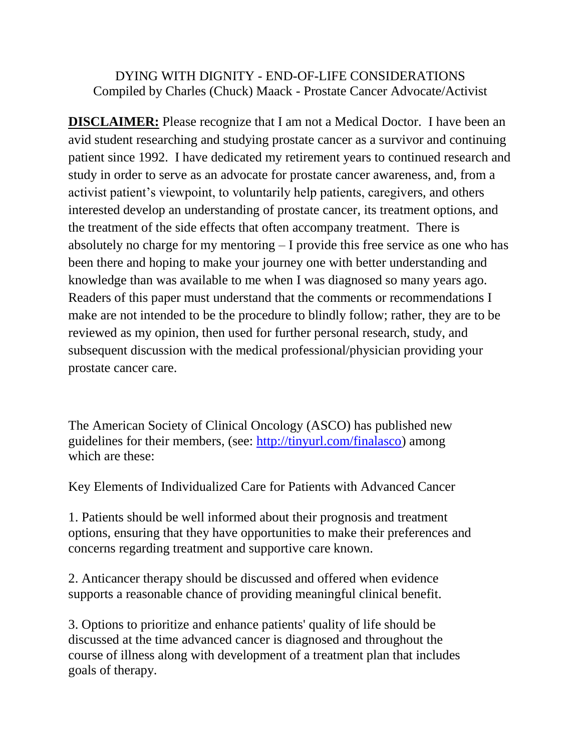# DYING WITH DIGNITY - END-OF-LIFE CONSIDERATIONS

Compiled by Charles (Chuck) Maack - Prostate Cancer Advocate/Activist

**DISCLAIMER:** Please recognize that I am not a Medical Doctor. I have been an avid student researching and studying prostate cancer as a survivor and continuing patient since 1992. I have dedicated my retirement years to continued research and study in order to serve as an advocate for prostate cancer awareness, and, from a activist patient's viewpoint, to voluntarily help patients, caregivers, and others interested develop an understanding of prostate cancer, its treatment options, and the treatment of the side effects that often accompany treatment. There is absolutely no charge for my mentoring – I provide this free service as one who has been there and hoping to make your journey one with better understanding and knowledge than was available to me when I was diagnosed so many years ago. Readers of this paper must understand that the comments or recommendations I make are not intended to be the procedure to blindly follow; rather, they are to be reviewed as my opinion, then used for further personal research, study, and subsequent discussion with the medical professional/physician providing your prostate cancer care.

The American Society of Clinical Oncology (ASCO) has published new guidelines for their members, (see: [http://tinyurl.com/finalasco](http://tinyurl.com/finalasco)) among which are these:

Key Elements of Individualized Care for Patients with Advanced Cancer

1. Patients should be well informed about their prognosis and treatment options, ensuring that they have opportunities to make their preferences and concerns regarding treatment and supportive care known.

2. Anticancer therapy should be discussed and offered when evidence supports a reasonable chance of providing meaningful clinical benefit.

3. Options to prioritize and enhance patients' quality of life should be discussed at the time advanced cancer is diagnosed and throughout the course of illness along with development of a treatment plan that includes goals of therapy.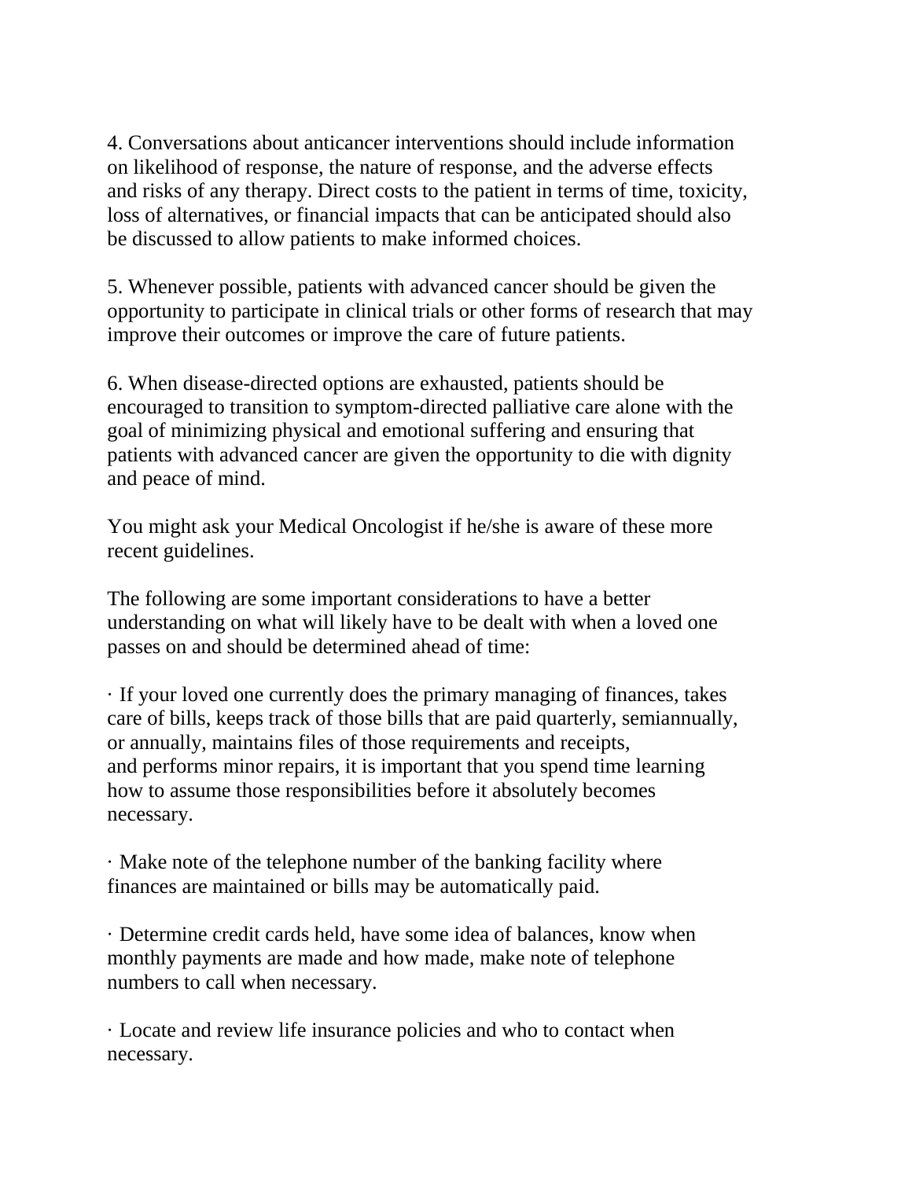4. Conversations about anticancer interventions should include information on likelihood of response, the nature of response, and the adverse effects and risks of any therapy. Direct costs to the patient in terms of time, toxicity, loss of alternatives, or financial impacts that can be anticipated should also be discussed to allow patients to make informed choices.

5. Whenever possible, patients with advanced cancer should be given the opportunity to participate in clinical trials or other forms of research that may improve their outcomes or improve the care of future patients.

6. When disease-directed options are exhausted, patients should be encouraged to transition to symptom-directed palliative care alone with the goal of minimizing physical and emotional suffering and ensuring that patients with advanced cancer are given the opportunity to die with dignity and peace of mind.

You might ask your Medical Oncologist if he/she is aware of these more recent guidelines.

The following are some important considerations to have a better understanding on what will likely have to be dealt with when a loved one passes on and should be determined ahead of time:

· If your loved one currently does the primary managing of finances, takes care of bills, keeps track of those bills that are paid quarterly, semiannually, or annually, maintains files of those requirements and receipts, and performs minor repairs, it is important that you spend time learning how to assume those responsibilities before it absolutely becomes necessary.

· Make note of the telephone number of the banking facility where finances are maintained or bills may be automatically paid.

· Determine credit cards held, have some idea of balances, know when monthly payments are made and how made, make note of telephone numbers to call when necessary.

· Locate and review life insurance policies and who to contact when necessary.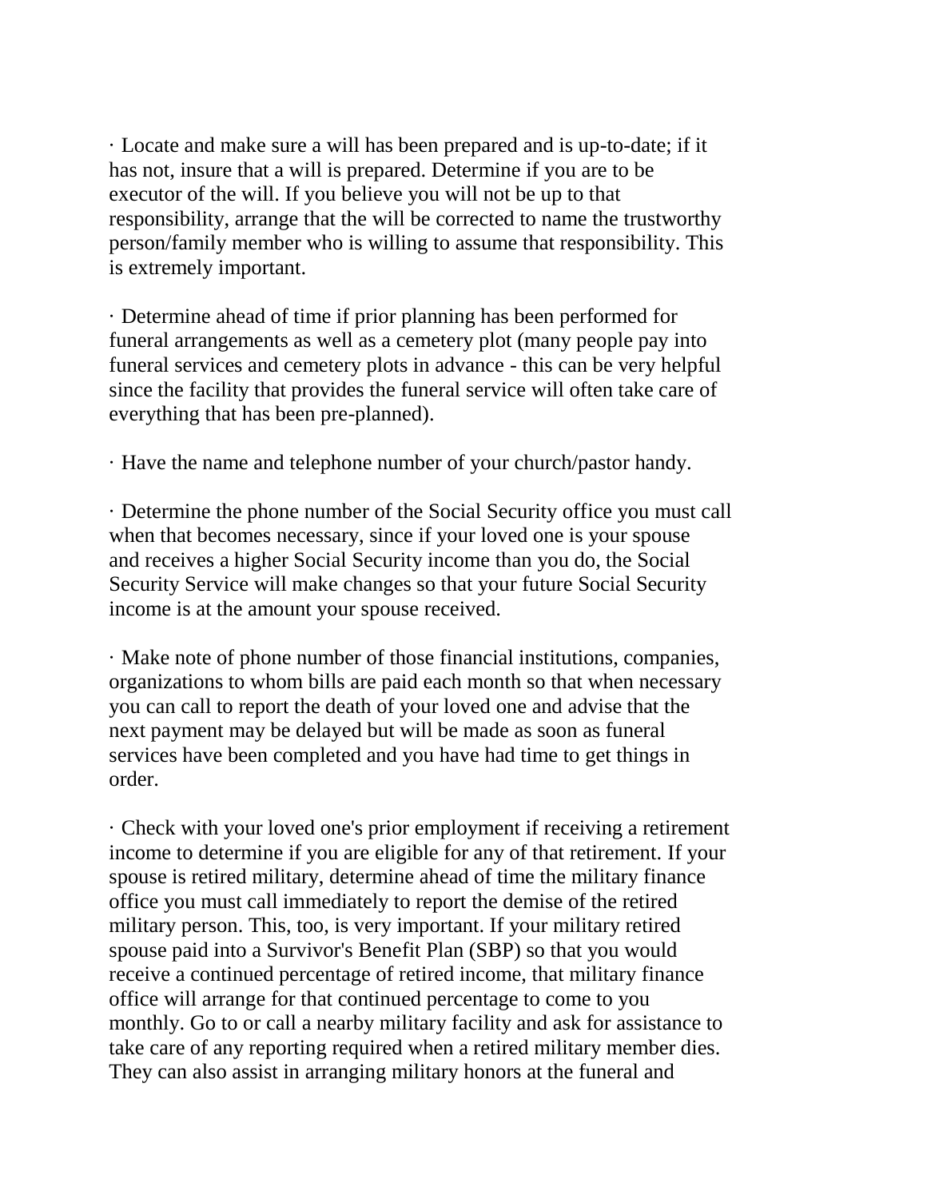· Locate and make sure a will has been prepared and is up-to-date; if it has not, insure that a will is prepared. Determine if you are to be executor of the will. If you believe you will not be up to that responsibility, arrange that the will be corrected to name the trustworthy person/family member who is willing to assume that responsibility. This is extremely important.

· Determine ahead of time if prior planning has been performed for funeral arrangements as well as a cemetery plot (many people pay into funeral services and cemetery plots in advance - this can be very helpful since the facility that provides the funeral service will often take care of everything that has been pre-planned).

· Have the name and telephone number of your church/pastor handy.

· Determine the phone number of the Social Security office you must call when that becomes necessary, since if your loved one is your spouse and receives a higher Social Security income than you do, the Social Security Service will make changes so that your future Social Security income is at the amount your spouse received.

· Make note of phone number of those financial institutions, companies, organizations to whom bills are paid each month so that when necessary you can call to report the death of your loved one and advise that the next payment may be delayed but will be made as soon as funeral services have been completed and you have had time to get things in order.

· Check with your loved one's prior employment if receiving a retirement income to determine if you are eligible for any of that retirement. If your spouse is retired military, determine ahead of time the military finance office you must call immediately to report the demise of the retired military person. This, too, is very important. If your military retired spouse paid into a Survivor's Benefit Plan (SBP) so that you would receive a continued percentage of retired income, that military finance office will arrange for that continued percentage to come to you monthly. Go to or call a nearby military facility and ask for assistance to take care of any reporting required when a retired military member dies. They can also assist in arranging military honors at the funeral and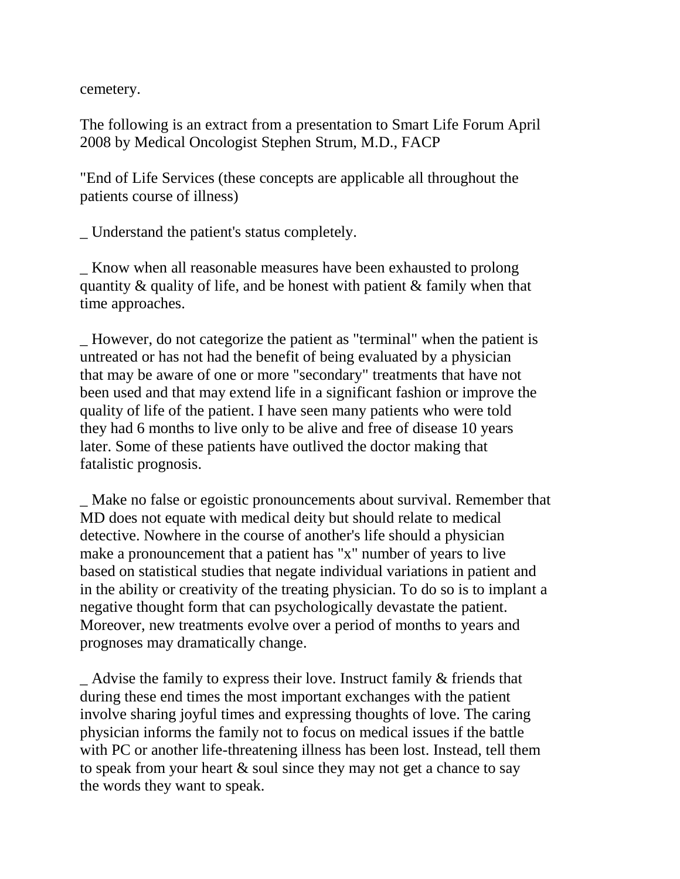cemetery.

The following is an extract from a presentation to Smart Life Forum April 2008 by Medical Oncologist Stephen Strum, M.D., FACP

"End of Life Services (these concepts are applicable all throughout the patients course of illness)

_ Understand the patient's status completely.

_ Know when all reasonable measures have been exhausted to prolong quantity & quality of life, and be honest with patient & family when that time approaches.

_ However, do not categorize the patient as "terminal" when the patient is untreated or has not had the benefit of being evaluated by a physician that may be aware of one or more "secondary" treatments that have not been used and that may extend life in a significant fashion or improve the quality of life of the patient. I have seen many patients who were told they had 6 months to live only to be alive and free of disease 10 years later. Some of these patients have outlived the doctor making that fatalistic prognosis.

_ Make no false or egoistic pronouncements about survival. Remember that MD does not equate with medical deity but should relate to medical detective. Nowhere in the course of another's life should a physician make a pronouncement that a patient has "x" number of years to live based on statistical studies that negate individual variations in patient and in the ability or creativity of the treating physician. To do so is to implant a negative thought form that can psychologically devastate the patient. Moreover, new treatments evolve over a period of months to years and prognoses may dramatically change.

_ Advise the family to express their love. Instruct family & friends that during these end times the most important exchanges with the patient involve sharing joyful times and expressing thoughts of love. The caring physician informs the family not to focus on medical issues if the battle with PC or another life-threatening illness has been lost. Instead, tell them to speak from your heart & soul since they may not get a chance to say the words they want to speak.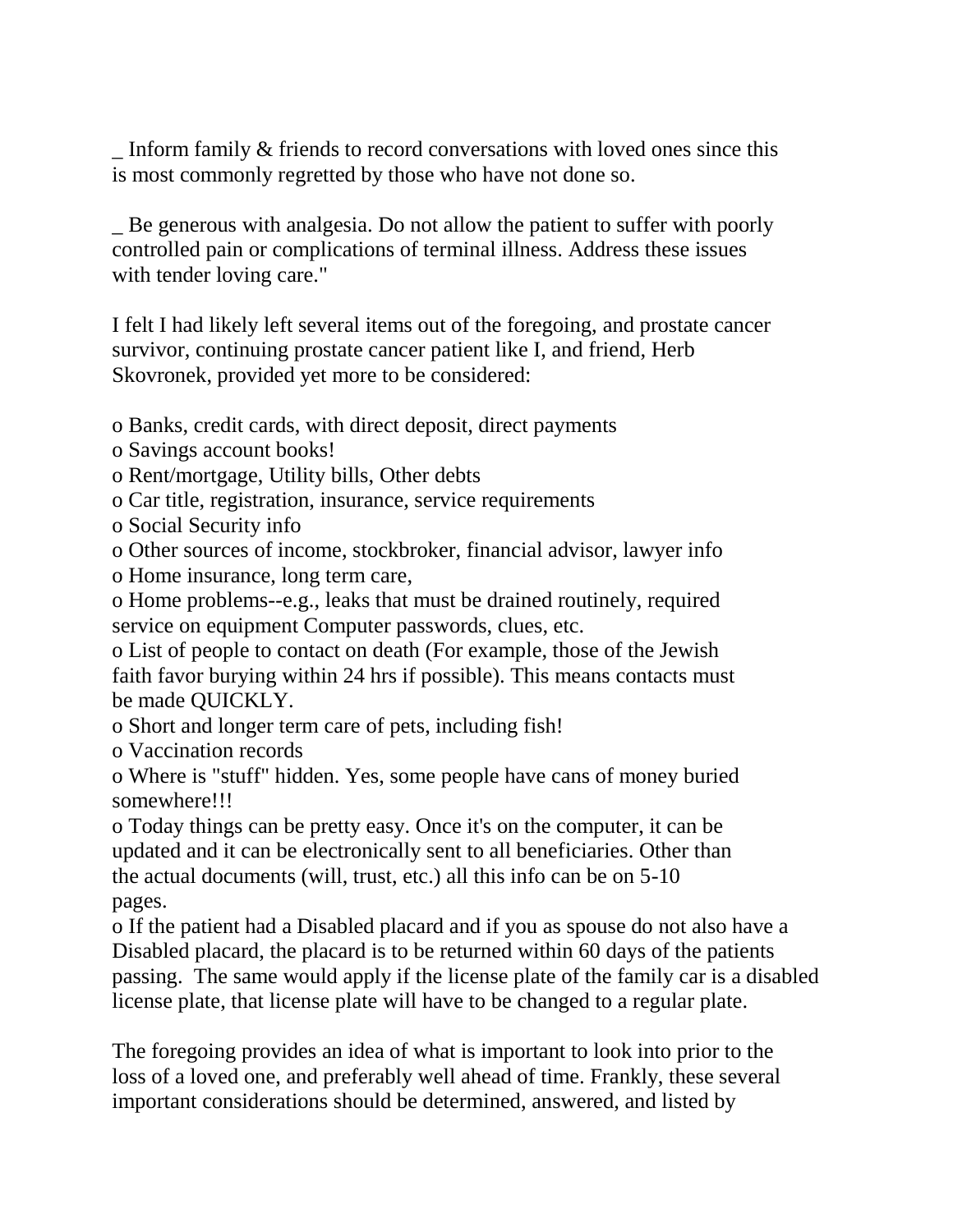_ Inform family & friends to record conversations with loved ones since this is most commonly regretted by those who have not done so.

_ Be generous with analgesia. Do not allow the patient to suffer with poorly controlled pain or complications of terminal illness. Address these issues with tender loving care."

I felt I had likely left several items out of the foregoing, and prostate cancer survivor, continuing prostate cancer patient like I, and friend, Herb Skovronek, provided yet more to be considered:

o Banks, credit cards, with direct deposit, direct payments
o Savings account books!
o Rent/mortgage, Utility bills, Other debts
o Car title, registration, insurance, service requirements
o Social Security info
o Other sources of income, stockbroker, financial advisor, lawyer info
o Home insurance, long term care,
o Home problems--e.g., leaks that must be drained routinely, required service on equipment Computer passwords, clues, etc.
o List of people to contact on death (For example, those of the Jewish faith favor burying within 24 hrs if possible). This means contacts must be made QUICKLY.
o Short and longer term care of pets, including fish!
o Vaccination records
o Where is "stuff" hidden. Yes, some people have cans of money buried somewhere!!!
o Today things can be pretty easy. Once it's on the computer, it can be updated and it can be electronically sent to all beneficiaries. Other than the actual documents (will, trust, etc.) all this info can be on 5-10 pages.
o If the patient had a Disabled placard and if you as spouse do not also have a Disabled placard, the placard is to be returned within 60 days of the patients passing. The same would apply if the license plate of the family car is a disabled license plate, that license plate will have to be changed to a regular plate.

The foregoing provides an idea of what is important to look into prior to the loss of a loved one, and preferably well ahead of time. Frankly, these several important considerations should be determined, answered, and listed by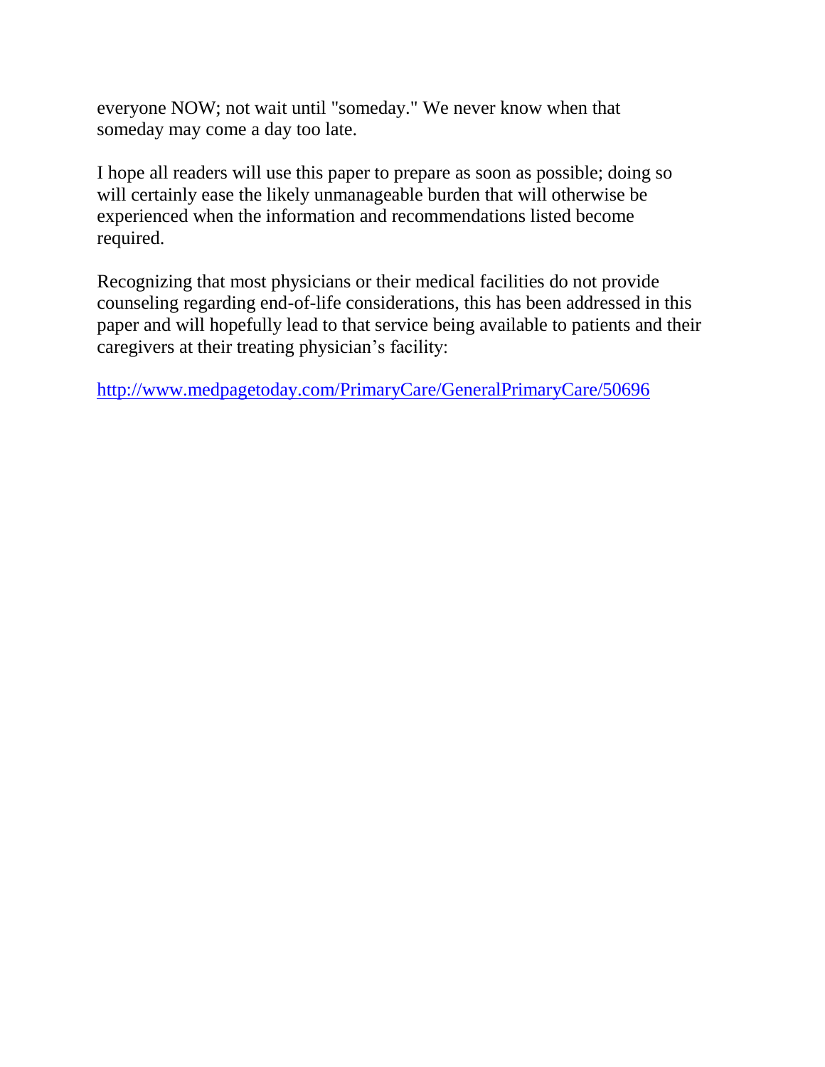everyone NOW; not wait until "someday." We never know when that someday may come a day too late.

I hope all readers will use this paper to prepare as soon as possible; doing so will certainly ease the likely unmanageable burden that will otherwise be experienced when the information and recommendations listed become required.

Recognizing that most physicians or their medical facilities do not provide counseling regarding end-of-life considerations, this has been addressed in this paper and will hopefully lead to that service being available to patients and their caregivers at their treating physician's facility:

http://www.medpagetoday.com/PrimaryCare/GeneralPrimaryCare/50696